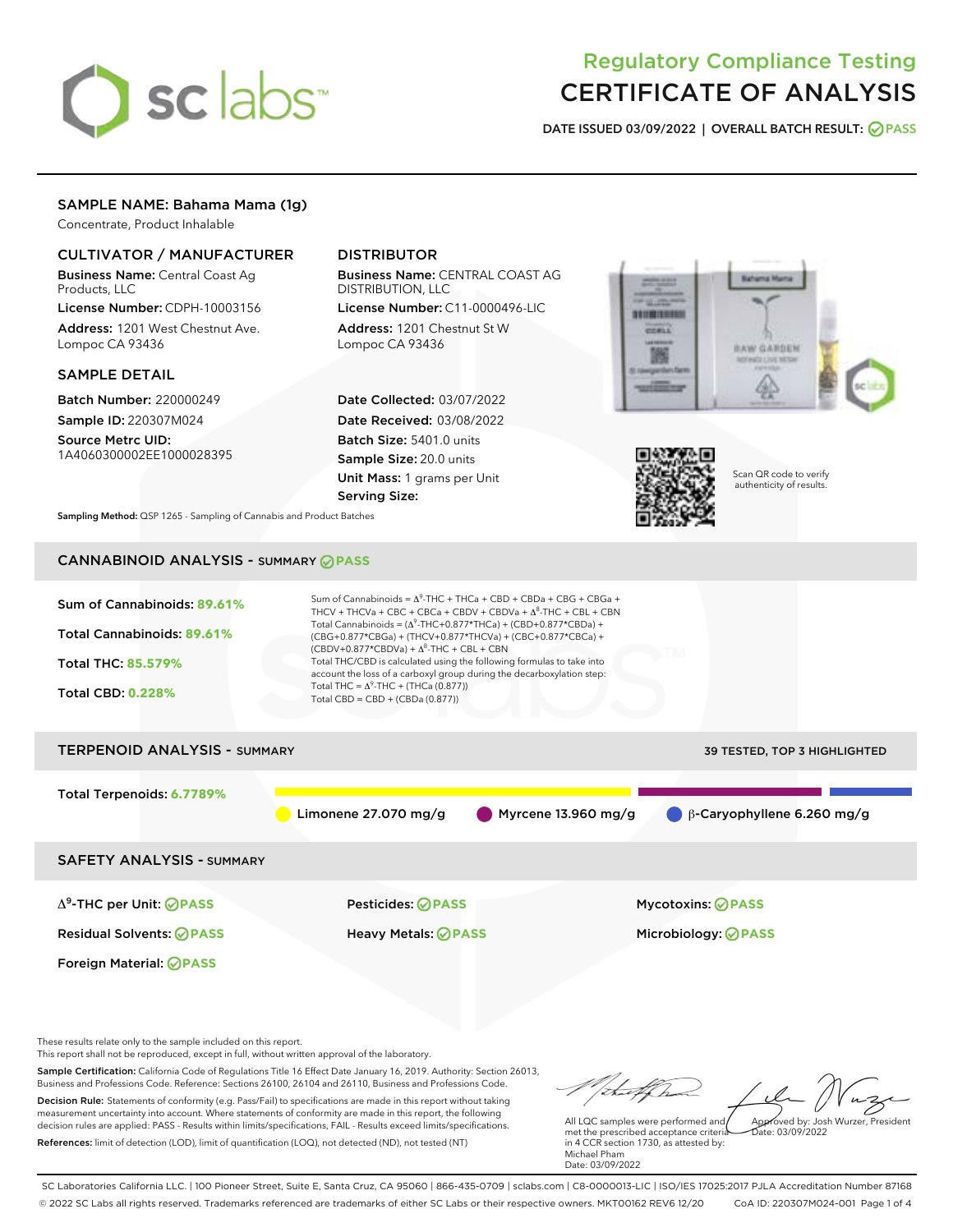# Regulatory Compliance Testing
# CERTIFICATE OF ANALYSIS

**DATE ISSUED 03/09/2022 | OVERALL BATCH RESULT: PASS**

## SAMPLE NAME: Bahama Mama (1g)

Concentrate, Product Inhalable

### CULTIVATOR / MANUFACTURER

**Business Name:** Central Coast Ag Products, LLC

**License Number:** CDPH-10003156

**Address:** 1201 West Chestnut Ave. Lompoc CA 93436

### DISTRIBUTOR

**Business Name:** CENTRAL COAST AG DISTRIBUTION, LLC

**License Number:** C11-0000496-LIC

**Address:** 1201 Chestnut St W Lompoc CA 93436

### SAMPLE DETAIL

**Batch Number:** 220000249

**Sample ID:** 220307M024

**Source Metrc UID:** 1A4060300002EE1000028395

**Date Collected:** 03/07/2022

**Date Received:** 03/08/2022

**Batch Size:** 5401.0 units

**Sample Size:** 20.0 units

**Unit Mass:** 1 grams per Unit

**Serving Size:**

**Sampling Method:** QSP 1265 - Sampling of Cannabis and Product Batches

Scan QR code to verify authenticity of results.

## CANNABINOID ANALYSIS - SUMMARY PASS

**Sum of Cannabinoids:** 89.61%

**Total Cannabinoids:** 89.61%

**Total THC:** 85.579%

**Total CBD:** 0.228%

Sum of Cannabinoids = $\Delta^9$-THC + THCa + CBD + CBDa + CBG + CBGa + THCV + THCVa + CBC + CBCa + CBDV + CBDVa + $\Delta^8$-THC + CBL + CBN

Total Cannabinoids = ($\Delta^9$-THC+0.877*THCa) + (CBD+0.877*CBDa) + (CBG+0.877*CBGa) + (THCV+0.877*THCVa) + (CBC+0.877*CBCa) + (CBDV+0.877*CBDVa) + $\Delta^8$-THC + CBL + CBN

Total THC/CBD is calculated using the following formulas to take into account the loss of a carboxyl group during the decarboxylation step:

Total THC = $\Delta^9$-THC + (THCa (0.877))

Total CBD = CBD + (CBDa (0.877))

## TERPENOID ANALYSIS - SUMMARY

39 TESTED, TOP 3 HIGHLIGHTED

**Total Terpenoids:** 6.7789%

Limonene 27.070 mg/g | Myrcene 13.960 mg/g | β-Caryophyllene 6.260 mg/g

## SAFETY ANALYSIS - SUMMARY

- $\Delta^9$-THC per Unit: PASS
- Pesticides: PASS
- Mycotoxins: PASS
- Residual Solvents: PASS
- Heavy Metals: PASS
- Microbiology: PASS
- Foreign Material: PASS

These results relate only to the sample included on this report.
This report shall not be reproduced, except in full, without written approval of the laboratory.

**Sample Certification:** California Code of Regulations Title 16 Effect Date January 16, 2019. Authority: Section 26013, Business and Professions Code. Reference: Sections 26100, 26104 and 26110, Business and Professions Code.

**Decision Rule:** Statements of conformity (e.g. Pass/Fail) to specifications are made in this report without taking measurement uncertainty into account. Where statements of conformity are made in this report, the following decision rules are applied: PASS - Results within limits/specifications, FAIL - Results exceed limits/specifications.

**References:** limit of detection (LOD), limit of quantification (LOQ), not detected (ND), not tested (NT)

All LQC samples were performed and met the prescribed acceptance criteria in 4 CCR section 1730, as attested by: Michael Pham
Date: 03/09/2022

Approved by: Josh Wurzer, President
Date: 03/09/2022

SC Laboratories California LLC. | 100 Pioneer Street, Suite E, Santa Cruz, CA 95060 | 866-435-0709 | sclabs.com | C8-0000013-LIC | ISO/IES 17025:2017 PJLA Accreditation Number 87168
© 2022 SC Labs all rights reserved. Trademarks referenced are trademarks of either SC Labs or their respective owners. MKT00162 REV6 12/20 CoA ID: 220307M024-001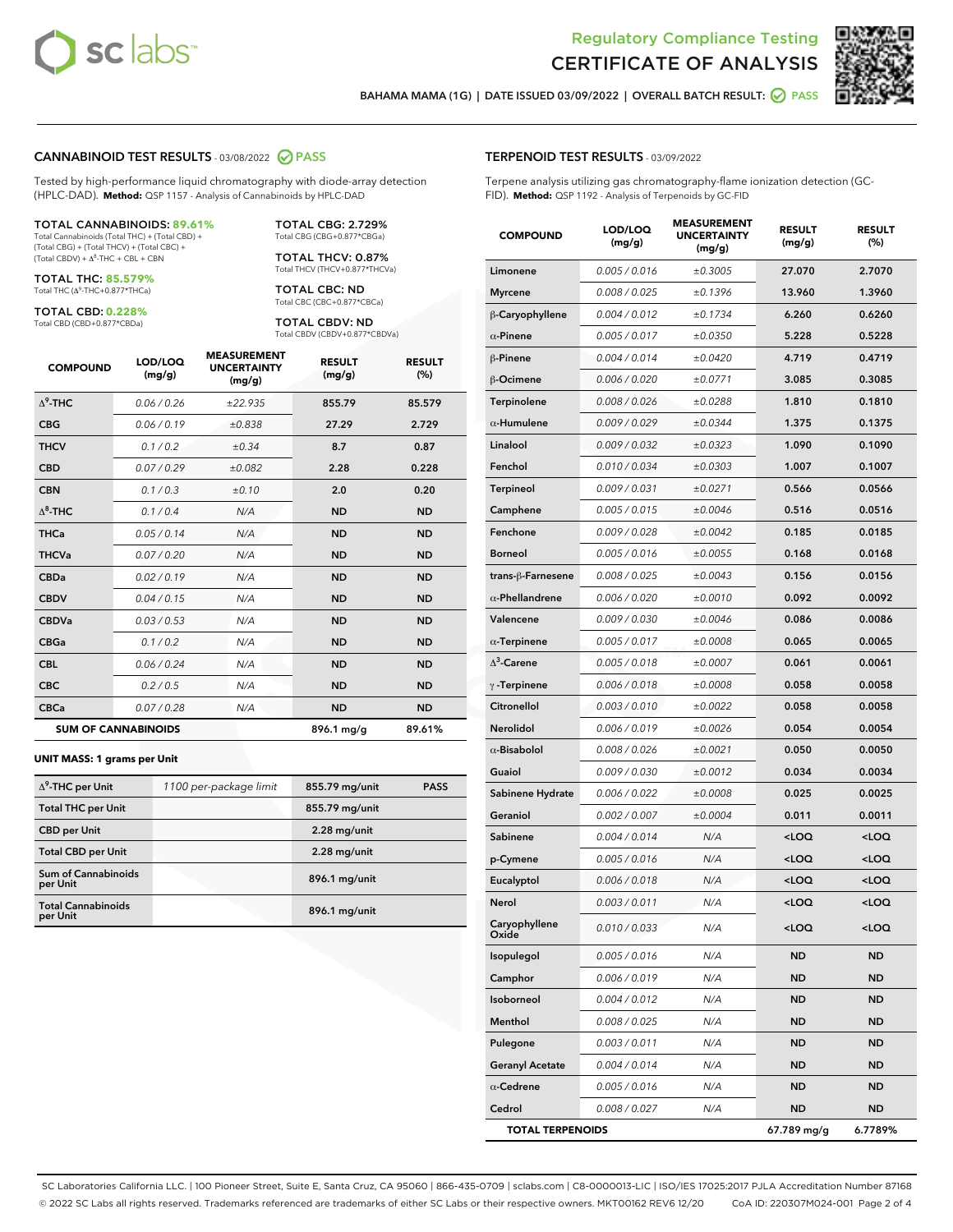# Regulatory Compliance Testing
# CERTIFICATE OF ANALYSIS

BAHAMA MAMA (1G) | DATE ISSUED 03/09/2022 | OVERALL BATCH RESULT: PASS

## CANNABINOID TEST RESULTS - 03/08/2022 PASS

Tested by high-performance liquid chromatography with diode-array detection (HPLC-DAD). **Method:** QSP 1157 - Analysis of Cannabinoids by HPLC-DAD

**TOTAL CANNABINOIDS: 89.61%**
Total Cannabinoids (Total THC) + (Total CBD) + (Total CBG) + (Total THCV) + (Total CBC) + (Total CBDV) + Δ8-THC + CBL + CBN

**TOTAL THC: 85.579%**
Total THC (Δ9-THC+0.877*THCa)

**TOTAL CBD: 0.228%**
Total CBD (CBD+0.877*CBDa)

**TOTAL CBG: 2.729%**
Total CBG (CBG+0.877*CBGa)

**TOTAL THCV: 0.87%**
Total THCV (THCV+0.877*THCVa)

**TOTAL CBC: ND**
Total CBC (CBC+0.877*CBCa)

**TOTAL CBDV: ND**
Total CBDV (CBDV+0.877*CBDVa)

| COMPOUND | LOD/LOQ (mg/g) | MEASUREMENT UNCERTAINTY (mg/g) | RESULT (mg/g) | RESULT (%) |
|---|---|---|---|---|
| Δ9-THC | 0.06 / 0.26 | ±22.935 | 855.79 | 85.579 |
| CBG | 0.06 / 0.19 | ±0.838 | 27.29 | 2.729 |
| THCV | 0.1 / 0.2 | ±0.34 | 8.7 | 0.87 |
| CBD | 0.07 / 0.29 | ±0.082 | 2.28 | 0.228 |
| CBN | 0.1 / 0.3 | ±0.10 | 2.0 | 0.20 |
| Δ8-THC | 0.1 / 0.4 | N/A | ND | ND |
| THCa | 0.05 / 0.14 | N/A | ND | ND |
| THCVa | 0.07 / 0.20 | N/A | ND | ND |
| CBDa | 0.02 / 0.19 | N/A | ND | ND |
| CBDV | 0.04 / 0.15 | N/A | ND | ND |
| CBDVa | 0.03 / 0.53 | N/A | ND | ND |
| CBGa | 0.1 / 0.2 | N/A | ND | ND |
| CBL | 0.06 / 0.24 | N/A | ND | ND |
| CBC | 0.2 / 0.5 | N/A | ND | ND |
| CBCa | 0.07 / 0.28 | N/A | ND | ND |
| **SUM OF CANNABINOIDS** | | | 896.1 mg/g | 89.61% |

**UNIT MASS: 1 grams per Unit**

| | | | |
|---|---|---|---|
| Δ9-THC per Unit | 1100 per-package limit | 855.79 mg/unit | PASS |
| Total THC per Unit | | 855.79 mg/unit | |
| CBD per Unit | | 2.28 mg/unit | |
| Total CBD per Unit | | 2.28 mg/unit | |
| Sum of Cannabinoids per Unit | | 896.1 mg/unit | |
| Total Cannabinoids per Unit | | 896.1 mg/unit | |

## TERPENOID TEST RESULTS - 03/09/2022

Terpene analysis utilizing gas chromatography-flame ionization detection (GC-FID). **Method:** QSP 1192 - Analysis of Terpenoids by GC-FID

| COMPOUND | LOD/LOQ (mg/g) | MEASUREMENT UNCERTAINTY (mg/g) | RESULT (mg/g) | RESULT (%) |
|---|---|---|---|---|
| Limonene | 0.005 / 0.016 | ±0.3005 | 27.070 | 2.7070 |
| Myrcene | 0.008 / 0.025 | ±0.1396 | 13.960 | 1.3960 |
| β-Caryophyllene | 0.004 / 0.012 | ±0.1734 | 6.260 | 0.6260 |
| α-Pinene | 0.005 / 0.017 | ±0.0350 | 5.228 | 0.5228 |
| β-Pinene | 0.004 / 0.014 | ±0.0420 | 4.719 | 0.4719 |
| β-Ocimene | 0.006 / 0.020 | ±0.0771 | 3.085 | 0.3085 |
| Terpinolene | 0.008 / 0.026 | ±0.0288 | 1.810 | 0.1810 |
| α-Humulene | 0.009 / 0.029 | ±0.0344 | 1.375 | 0.1375 |
| Linalool | 0.009 / 0.032 | ±0.0323 | 1.090 | 0.1090 |
| Fenchol | 0.010 / 0.034 | ±0.0303 | 1.007 | 0.1007 |
| Terpineol | 0.009 / 0.031 | ±0.0271 | 0.566 | 0.0566 |
| Camphene | 0.005 / 0.015 | ±0.0046 | 0.516 | 0.0516 |
| Fenchone | 0.009 / 0.028 | ±0.0042 | 0.185 | 0.0185 |
| Borneol | 0.005 / 0.016 | ±0.0055 | 0.168 | 0.0168 |
| trans-β-Farnesene | 0.008 / 0.025 | ±0.0043 | 0.156 | 0.0156 |
| α-Phellandrene | 0.006 / 0.020 | ±0.0010 | 0.092 | 0.0092 |
| Valencene | 0.009 / 0.030 | ±0.0046 | 0.086 | 0.0086 |
| α-Terpinene | 0.005 / 0.017 | ±0.0008 | 0.065 | 0.0065 |
| Δ3-Carene | 0.005 / 0.018 | ±0.0007 | 0.061 | 0.0061 |
| γ-Terpinene | 0.006 / 0.018 | ±0.0008 | 0.058 | 0.0058 |
| Citronellol | 0.003 / 0.010 | ±0.0022 | 0.058 | 0.0058 |
| Nerolidol | 0.006 / 0.019 | ±0.0026 | 0.054 | 0.0054 |
| α-Bisabolol | 0.008 / 0.026 | ±0.0021 | 0.050 | 0.0050 |
| Guaiol | 0.009 / 0.030 | ±0.0012 | 0.034 | 0.0034 |
| Sabinene Hydrate | 0.006 / 0.022 | ±0.0008 | 0.025 | 0.0025 |
| Geraniol | 0.002 / 0.007 | ±0.0004 | 0.011 | 0.0011 |
| Sabinene | 0.004 / 0.014 | N/A | <LOQ | <LOQ |
| p-Cymene | 0.005 / 0.016 | N/A | <LOQ | <LOQ |
| Eucalyptol | 0.006 / 0.018 | N/A | <LOQ | <LOQ |
| Nerol | 0.003 / 0.011 | N/A | <LOQ | <LOQ |
| Caryophyllene Oxide | 0.010 / 0.033 | N/A | <LOQ | <LOQ |
| Isopulegol | 0.005 / 0.016 | N/A | ND | ND |
| Camphor | 0.006 / 0.019 | N/A | ND | ND |
| Isoborneol | 0.004 / 0.012 | N/A | ND | ND |
| Menthol | 0.008 / 0.025 | N/A | ND | ND |
| Pulegone | 0.003 / 0.011 | N/A | ND | ND |
| Geranyl Acetate | 0.004 / 0.014 | N/A | ND | ND |
| α-Cedrene | 0.005 / 0.016 | N/A | ND | ND |
| Cedrol | 0.008 / 0.027 | N/A | ND | ND |
| **TOTAL TERPENOIDS** | | | 67.789 mg/g | 6.7789% |

SC Laboratories California LLC. | 100 Pioneer Street, Suite E, Santa Cruz, CA 95060 | 866-435-0709 | sclabs.com | C8-0000013-LIC | ISO/IES 17025:2017 PJLA Accreditation Number 87168
© 2022 SC Labs all rights reserved. Trademarks referenced are trademarks of either SC Labs or their respective owners. MKT00162 REV6 12/20 CoA ID: 220307M024-001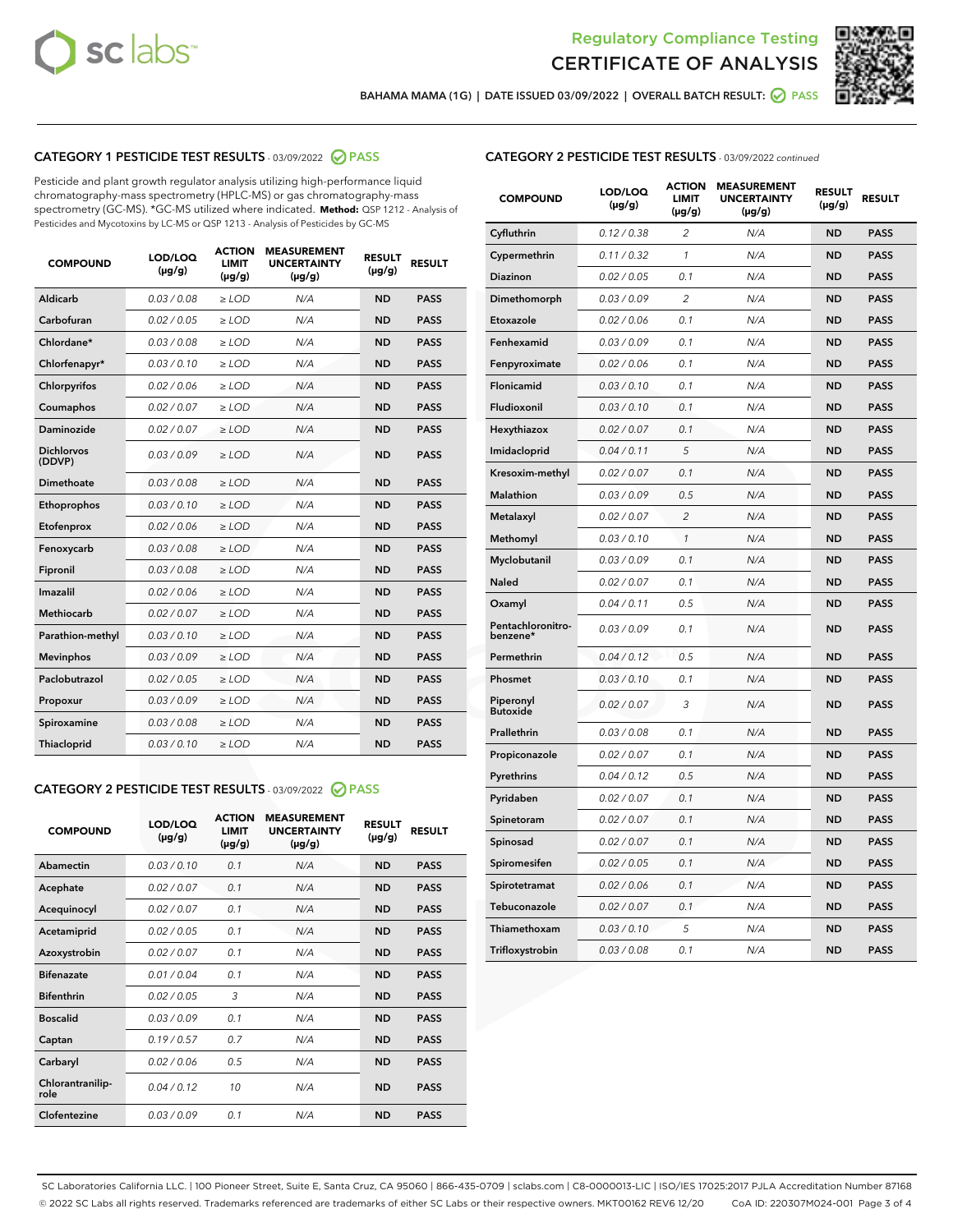Regulatory Compliance Testing

# CERTIFICATE OF ANALYSIS

BAHAMA MAMA (1G) | DATE ISSUED 03/09/2022 | OVERALL BATCH RESULT: PASS

## CATEGORY 1 PESTICIDE TEST RESULTS - 03/09/2022 PASS

Pesticide and plant growth regulator analysis utilizing high-performance liquid chromatography-mass spectrometry (HPLC-MS) or gas chromatography-mass spectrometry (GC-MS). *GC-MS utilized where indicated. **Method:** QSP 1212 - Analysis of Pesticides and Mycotoxins by LC-MS or QSP 1213 - Analysis of Pesticides by GC-MS

| COMPOUND | LOD/LOQ (µg/g) | ACTION LIMIT (µg/g) | MEASUREMENT UNCERTAINTY (µg/g) | RESULT (µg/g) | RESULT |
|---|---|---|---|---|---|
| Aldicarb | 0.03 / 0.08 | ≥ LOD | N/A | ND | PASS |
| Carbofuran | 0.02 / 0.05 | ≥ LOD | N/A | ND | PASS |
| Chlordane* | 0.03 / 0.08 | ≥ LOD | N/A | ND | PASS |
| Chlorfenapyr* | 0.03 / 0.10 | ≥ LOD | N/A | ND | PASS |
| Chlorpyrifos | 0.02 / 0.06 | ≥ LOD | N/A | ND | PASS |
| Coumaphos | 0.02 / 0.07 | ≥ LOD | N/A | ND | PASS |
| Daminozide | 0.02 / 0.07 | ≥ LOD | N/A | ND | PASS |
| Dichlorvos (DDVP) | 0.03 / 0.09 | ≥ LOD | N/A | ND | PASS |
| Dimethoate | 0.03 / 0.08 | ≥ LOD | N/A | ND | PASS |
| Ethoprophos | 0.03 / 0.10 | ≥ LOD | N/A | ND | PASS |
| Etofenprox | 0.02 / 0.06 | ≥ LOD | N/A | ND | PASS |
| Fenoxycarb | 0.03 / 0.08 | ≥ LOD | N/A | ND | PASS |
| Fipronil | 0.03 / 0.08 | ≥ LOD | N/A | ND | PASS |
| Imazalil | 0.02 / 0.06 | ≥ LOD | N/A | ND | PASS |
| Methiocarb | 0.02 / 0.07 | ≥ LOD | N/A | ND | PASS |
| Parathion-methyl | 0.03 / 0.10 | ≥ LOD | N/A | ND | PASS |
| Mevinphos | 0.03 / 0.09 | ≥ LOD | N/A | ND | PASS |
| Paclobutrazol | 0.02 / 0.05 | ≥ LOD | N/A | ND | PASS |
| Propoxur | 0.03 / 0.09 | ≥ LOD | N/A | ND | PASS |
| Spiroxamine | 0.03 / 0.08 | ≥ LOD | N/A | ND | PASS |
| Thiacloprid | 0.03 / 0.10 | ≥ LOD | N/A | ND | PASS |

## CATEGORY 2 PESTICIDE TEST RESULTS - 03/09/2022 PASS

| COMPOUND | LOD/LOQ (µg/g) | ACTION LIMIT (µg/g) | MEASUREMENT UNCERTAINTY (µg/g) | RESULT (µg/g) | RESULT |
|---|---|---|---|---|---|
| Abamectin | 0.03 / 0.10 | 0.1 | N/A | ND | PASS |
| Acephate | 0.02 / 0.07 | 0.1 | N/A | ND | PASS |
| Acequinocyl | 0.02 / 0.07 | 0.1 | N/A | ND | PASS |
| Acetamiprid | 0.02 / 0.05 | 0.1 | N/A | ND | PASS |
| Azoxystrobin | 0.02 / 0.07 | 0.1 | N/A | ND | PASS |
| Bifenazate | 0.01 / 0.04 | 0.1 | N/A | ND | PASS |
| Bifenthrin | 0.02 / 0.05 | 3 | N/A | ND | PASS |
| Boscalid | 0.03 / 0.09 | 0.1 | N/A | ND | PASS |
| Captan | 0.19 / 0.57 | 0.7 | N/A | ND | PASS |
| Carbaryl | 0.02 / 0.06 | 0.5 | N/A | ND | PASS |
| Chlorantraniliprole | 0.04 / 0.12 | 10 | N/A | ND | PASS |
| Clofentezine | 0.03 / 0.09 | 0.1 | N/A | ND | PASS |
| Cyfluthrin | 0.12 / 0.38 | 2 | N/A | ND | PASS |
| Cypermethrin | 0.11 / 0.32 | 1 | N/A | ND | PASS |
| Diazinon | 0.02 / 0.05 | 0.1 | N/A | ND | PASS |
| Dimethomorph | 0.03 / 0.09 | 2 | N/A | ND | PASS |
| Etoxazole | 0.02 / 0.06 | 0.1 | N/A | ND | PASS |
| Fenhexamid | 0.03 / 0.09 | 0.1 | N/A | ND | PASS |
| Fenpyroximate | 0.02 / 0.06 | 0.1 | N/A | ND | PASS |
| Flonicamid | 0.03 / 0.10 | 0.1 | N/A | ND | PASS |
| Fludioxonil | 0.03 / 0.10 | 0.1 | N/A | ND | PASS |
| Hexythiazox | 0.02 / 0.07 | 0.1 | N/A | ND | PASS |
| Imidacloprid | 0.04 / 0.11 | 5 | N/A | ND | PASS |
| Kresoxim-methyl | 0.02 / 0.07 | 0.1 | N/A | ND | PASS |
| Malathion | 0.03 / 0.09 | 0.5 | N/A | ND | PASS |
| Metalaxyl | 0.02 / 0.07 | 2 | N/A | ND | PASS |
| Methomyl | 0.03 / 0.10 | 1 | N/A | ND | PASS |
| Myclobutanil | 0.03 / 0.09 | 0.1 | N/A | ND | PASS |
| Naled | 0.02 / 0.07 | 0.1 | N/A | ND | PASS |
| Oxamyl | 0.04 / 0.11 | 0.5 | N/A | ND | PASS |
| Pentachloronitrobenzene* | 0.03 / 0.09 | 0.1 | N/A | ND | PASS |
| Permethrin | 0.04 / 0.12 | 0.5 | N/A | ND | PASS |
| Phosmet | 0.03 / 0.10 | 0.1 | N/A | ND | PASS |
| Piperonyl Butoxide | 0.02 / 0.07 | 3 | N/A | ND | PASS |
| Prallethrin | 0.03 / 0.08 | 0.1 | N/A | ND | PASS |
| Propiconazole | 0.02 / 0.07 | 0.1 | N/A | ND | PASS |
| Pyrethrins | 0.04 / 0.12 | 0.5 | N/A | ND | PASS |
| Pyridaben | 0.02 / 0.07 | 0.1 | N/A | ND | PASS |
| Spinetoram | 0.02 / 0.07 | 0.1 | N/A | ND | PASS |
| Spinosad | 0.02 / 0.07 | 0.1 | N/A | ND | PASS |
| Spiromesifen | 0.02 / 0.05 | 0.1 | N/A | ND | PASS |
| Spirotetramat | 0.02 / 0.06 | 0.1 | N/A | ND | PASS |
| Tebuconazole | 0.02 / 0.07 | 0.1 | N/A | ND | PASS |
| Thiamethoxam | 0.03 / 0.10 | 5 | N/A | ND | PASS |
| Trifloxystrobin | 0.03 / 0.08 | 0.1 | N/A | ND | PASS |

SC Laboratories California LLC. | 100 Pioneer Street, Suite E, Santa Cruz, CA 95060 | 866-435-0709 | sclabs.com | C8-0000013-LIC | ISO/IES 17025:2017 PJLA Accreditation Number 87168
© 2022 SC Labs all rights reserved. Trademarks referenced are trademarks of either SC Labs or their respective owners. MKT00162 REV6 12/20 CoA ID: 220307M024-001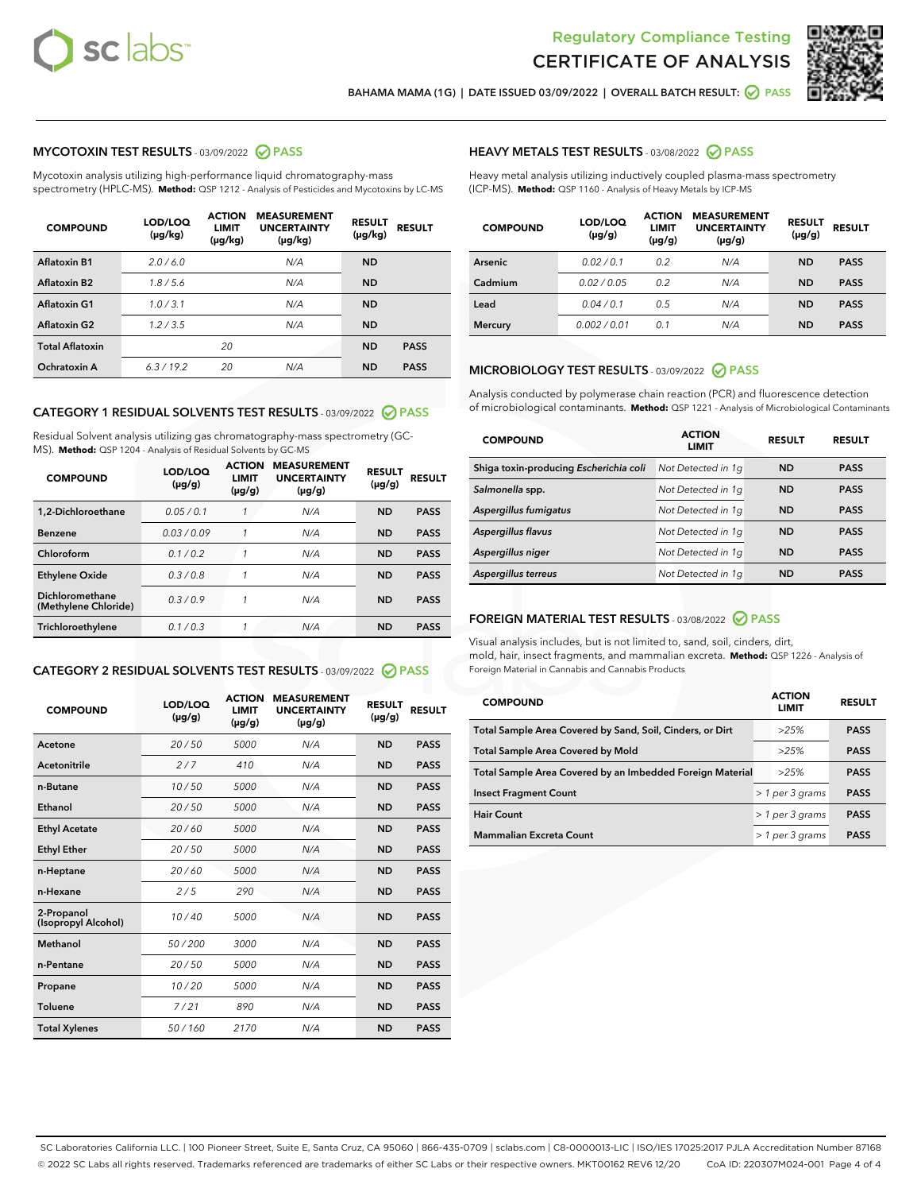Regulatory Compliance Testing
# CERTIFICATE OF ANALYSIS

BAHAMA MAMA (1G) | DATE ISSUED 03/09/2022 | OVERALL BATCH RESULT: PASS

## MYCOTOXIN TEST RESULTS - 03/09/2022 PASS

Mycotoxin analysis utilizing high-performance liquid chromatography-mass spectrometry (HPLC-MS). **Method:** QSP 1212 - Analysis of Pesticides and Mycotoxins by LC-MS

| COMPOUND | LOD/LOQ (µg/kg) | ACTION LIMIT (µg/kg) | MEASUREMENT UNCERTAINTY (µg/kg) | RESULT (µg/kg) | RESULT |
|---|---|---|---|---|---|
| Aflatoxin B1 | 2.0 / 6.0 | | N/A | ND | |
| Aflatoxin B2 | 1.8 / 5.6 | | N/A | ND | |
| Aflatoxin G1 | 1.0 / 3.1 | | N/A | ND | |
| Aflatoxin G2 | 1.2 / 3.5 | | N/A | ND | |
| Total Aflatoxin | | 20 | | ND | PASS |
| Ochratoxin A | 6.3 / 19.2 | 20 | N/A | ND | PASS |

## CATEGORY 1 RESIDUAL SOLVENTS TEST RESULTS - 03/09/2022 PASS

Residual Solvent analysis utilizing gas chromatography-mass spectrometry (GC-MS). **Method:** QSP 1204 - Analysis of Residual Solvents by GC-MS

| COMPOUND | LOD/LOQ (µg/g) | ACTION LIMIT (µg/g) | MEASUREMENT UNCERTAINTY (µg/g) | RESULT (µg/g) | RESULT |
|---|---|---|---|---|---|
| 1,2-Dichloroethane | 0.05 / 0.1 | 1 | N/A | ND | PASS |
| Benzene | 0.03 / 0.09 | 1 | N/A | ND | PASS |
| Chloroform | 0.1 / 0.2 | 1 | N/A | ND | PASS |
| Ethylene Oxide | 0.3 / 0.8 | 1 | N/A | ND | PASS |
| Dichloromethane (Methylene Chloride) | 0.3 / 0.9 | 1 | N/A | ND | PASS |
| Trichloroethylene | 0.1 / 0.3 | 1 | N/A | ND | PASS |

## CATEGORY 2 RESIDUAL SOLVENTS TEST RESULTS - 03/09/2022 PASS

| COMPOUND | LOD/LOQ (µg/g) | ACTION LIMIT (µg/g) | MEASUREMENT UNCERTAINTY (µg/g) | RESULT (µg/g) | RESULT |
|---|---|---|---|---|---|
| Acetone | 20 / 50 | 5000 | N/A | ND | PASS |
| Acetonitrile | 2 / 7 | 410 | N/A | ND | PASS |
| n-Butane | 10 / 50 | 5000 | N/A | ND | PASS |
| Ethanol | 20 / 50 | 5000 | N/A | ND | PASS |
| Ethyl Acetate | 20 / 60 | 5000 | N/A | ND | PASS |
| Ethyl Ether | 20 / 50 | 5000 | N/A | ND | PASS |
| n-Heptane | 20 / 60 | 5000 | N/A | ND | PASS |
| n-Hexane | 2 / 5 | 290 | N/A | ND | PASS |
| 2-Propanol (Isopropyl Alcohol) | 10 / 40 | 5000 | N/A | ND | PASS |
| Methanol | 50 / 200 | 3000 | N/A | ND | PASS |
| n-Pentane | 20 / 50 | 5000 | N/A | ND | PASS |
| Propane | 10 / 20 | 5000 | N/A | ND | PASS |
| Toluene | 7 / 21 | 890 | N/A | ND | PASS |
| Total Xylenes | 50 / 160 | 2170 | N/A | ND | PASS |

## HEAVY METALS TEST RESULTS - 03/08/2022 PASS

Heavy metal analysis utilizing inductively coupled plasma-mass spectrometry (ICP-MS). **Method:** QSP 1160 - Analysis of Heavy Metals by ICP-MS

| COMPOUND | LOD/LOQ (µg/g) | ACTION LIMIT (µg/g) | MEASUREMENT UNCERTAINTY (µg/g) | RESULT (µg/g) | RESULT |
|---|---|---|---|---|---|
| Arsenic | 0.02 / 0.1 | 0.2 | N/A | ND | PASS |
| Cadmium | 0.02 / 0.05 | 0.2 | N/A | ND | PASS |
| Lead | 0.04 / 0.1 | 0.5 | N/A | ND | PASS |
| Mercury | 0.002 / 0.01 | 0.1 | N/A | ND | PASS |

## MICROBIOLOGY TEST RESULTS - 03/09/2022 PASS

Analysis conducted by polymerase chain reaction (PCR) and fluorescence detection of microbiological contaminants. **Method:** QSP 1221 - Analysis of Microbiological Contaminants

| COMPOUND | ACTION LIMIT | RESULT | RESULT |
|---|---|---|---|
| Shiga toxin-producing *Escherichia coli* | Not Detected in 1g | ND | PASS |
| *Salmonella* spp. | Not Detected in 1g | ND | PASS |
| *Aspergillus fumigatus* | Not Detected in 1g | ND | PASS |
| *Aspergillus flavus* | Not Detected in 1g | ND | PASS |
| *Aspergillus niger* | Not Detected in 1g | ND | PASS |
| *Aspergillus terreus* | Not Detected in 1g | ND | PASS |

## FOREIGN MATERIAL TEST RESULTS - 03/08/2022 PASS

Visual analysis includes, but is not limited to, sand, soil, cinders, dirt, mold, hair, insect fragments, and mammalian excreta. **Method:** QSP 1226 - Analysis of Foreign Material in Cannabis and Cannabis Products

| COMPOUND | ACTION LIMIT | RESULT |
|---|---|---|
| Total Sample Area Covered by Sand, Soil, Cinders, or Dirt | >25% | PASS |
| Total Sample Area Covered by Mold | >25% | PASS |
| Total Sample Area Covered by an Imbedded Foreign Material | >25% | PASS |
| Insect Fragment Count | > 1 per 3 grams | PASS |
| Hair Count | > 1 per 3 grams | PASS |
| Mammalian Excreta Count | > 1 per 3 grams | PASS |

SC Laboratories California LLC. | 100 Pioneer Street, Suite E, Santa Cruz, CA 95060 | 866-435-0709 | sclabs.com | C8-0000013-LIC | ISO/IES 17025:2017 PJLA Accreditation Number 87168
© 2022 SC Labs all rights reserved. Trademarks referenced are trademarks of either SC Labs or their respective owners. MKT00162 REV6 12/20 CoA ID: 220307M024-001